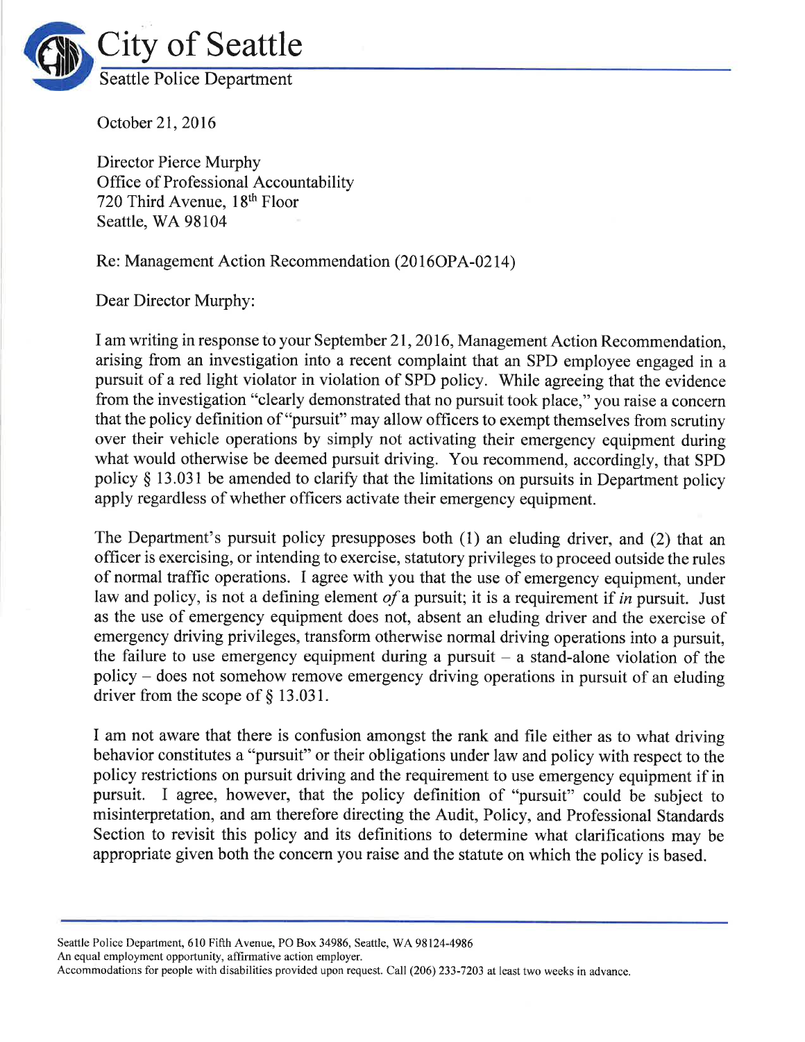# City of Seattle

Seattle Police Department

October 21, 2016

Director Pierce Murphy
Office of Professional Accountability
720 Third Avenue, 18th Floor
Seattle, WA 98104

Re: Management Action Recommendation (2016OPA-0214)

Dear Director Murphy:

I am writing in response to your September 21, 2016, Management Action Recommendation, arising from an investigation into a recent complaint that an SPD employee engaged in a pursuit of a red light violator in violation of SPD policy. While agreeing that the evidence from the investigation "clearly demonstrated that no pursuit took place," you raise a concern that the policy definition of "pursuit" may allow officers to exempt themselves from scrutiny over their vehicle operations by simply not activating their emergency equipment during what would otherwise be deemed pursuit driving. You recommend, accordingly, that SPD policy § 13.031 be amended to clarify that the limitations on pursuits in Department policy apply regardless of whether officers activate their emergency equipment.

The Department's pursuit policy presupposes both (1) an eluding driver, and (2) that an officer is exercising, or intending to exercise, statutory privileges to proceed outside the rules of normal traffic operations. I agree with you that the use of emergency equipment, under law and policy, is not a defining element *of* a pursuit; it is a requirement if *in* pursuit. Just as the use of emergency equipment does not, absent an eluding driver and the exercise of emergency driving privileges, transform otherwise normal driving operations into a pursuit, the failure to use emergency equipment during a pursuit – a stand-alone violation of the policy – does not somehow remove emergency driving operations in pursuit of an eluding driver from the scope of § 13.031.

I am not aware that there is confusion amongst the rank and file either as to what driving behavior constitutes a "pursuit" or their obligations under law and policy with respect to the policy restrictions on pursuit driving and the requirement to use emergency equipment if in pursuit. I agree, however, that the policy definition of "pursuit" could be subject to misinterpretation, and am therefore directing the Audit, Policy, and Professional Standards Section to revisit this policy and its definitions to determine what clarifications may be appropriate given both the concern you raise and the statute on which the policy is based.

Seattle Police Department, 610 Fifth Avenue, PO Box 34986, Seattle, WA 98124-4986
An equal employment opportunity, affirmative action employer.
Accommodations for people with disabilities provided upon request. Call (206) 233-7203 at least two weeks in advance.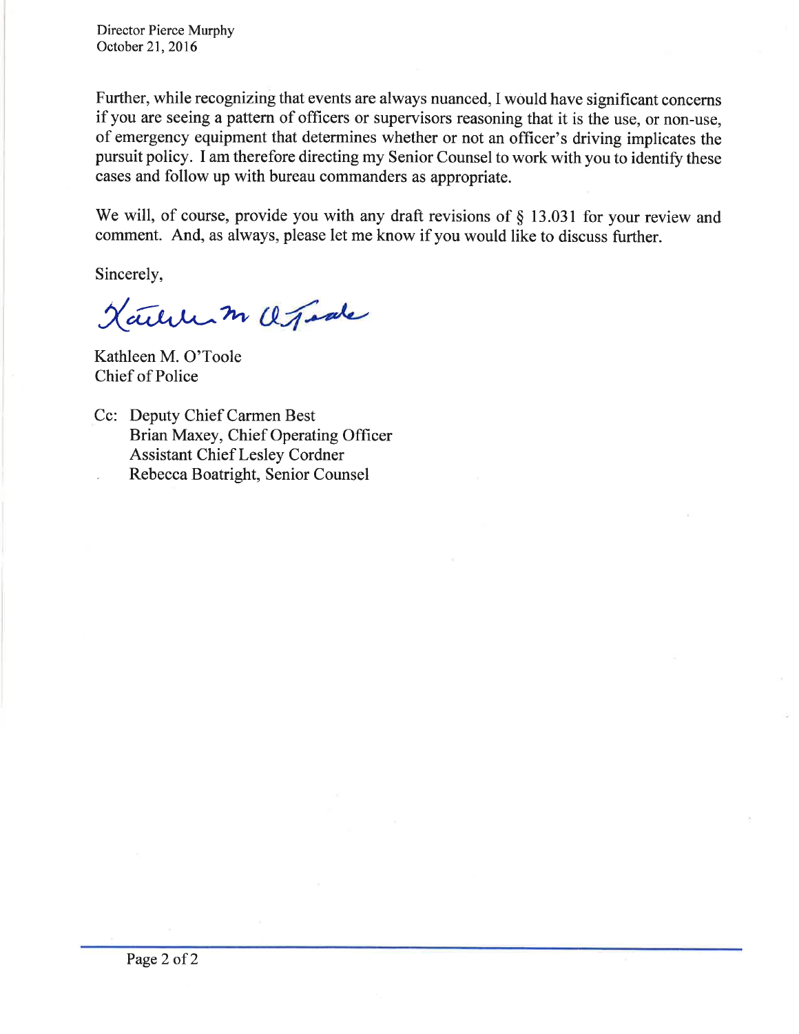Further, while recognizing that events are always nuanced, I would have significant concerns if you are seeing a pattern of officers or supervisors reasoning that it is the use, or non-use, of emergency equipment that determines whether or not an officer's driving implicates the pursuit policy. I am therefore directing my Senior Counsel to work with you to identify these cases and follow up with bureau commanders as appropriate.

We will, of course, provide you with any draft revisions of § 13.031 for your review and comment. And, as always, please let me know if you would like to discuss further.

Sincerely,

Kathleen M. O'Toole

Kathleen M. O'Toole
Chief of Police

Cc: Deputy Chief Carmen Best
Brian Maxey, Chief Operating Officer
Assistant Chief Lesley Cordner
Rebecca Boatright, Senior Counsel